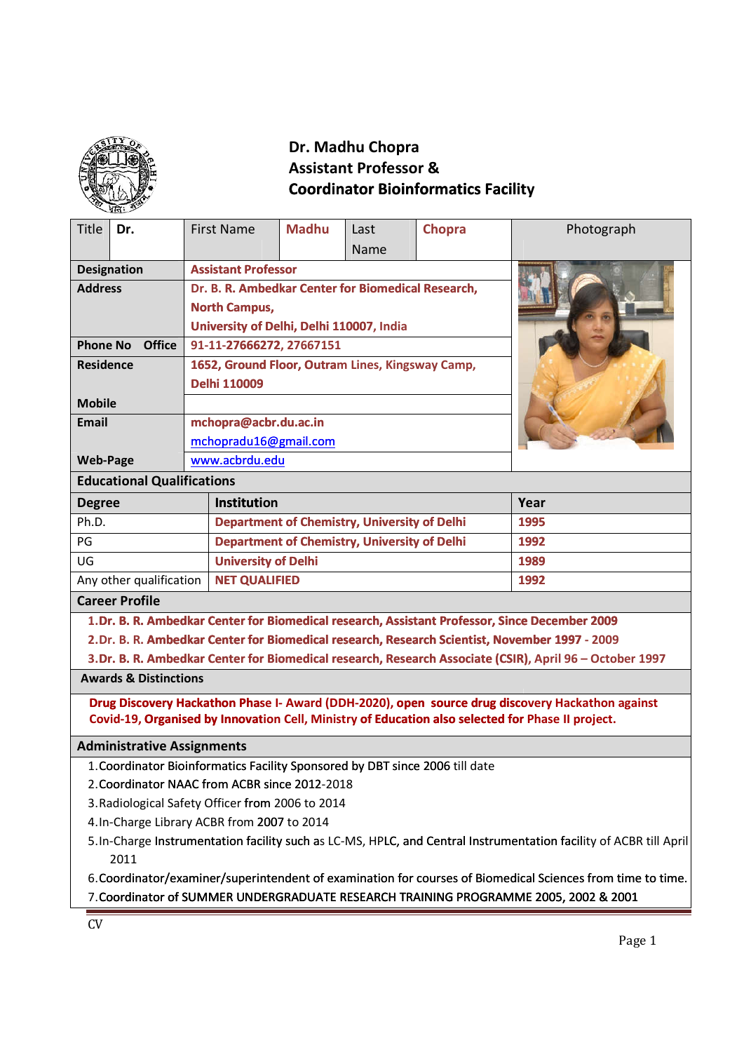**Dr. Madhu Chopra**
**Assistant Professor &**
**Coordinator Bioinformatics Facility**

| Title | Dr. | First Name | Madhu | Last Name | Chopra | Photograph |
|---|---|---|---|---|---|---|
| **Designation** | | Assistant Professor | | | | |
| **Address** | | Dr. B. R. Ambedkar Center for Biomedical Research, North Campus, University of Delhi, Delhi 110007, India | | | | |
| **Phone No Office** | | 91-11-27666272, 27667151 | | | | |
| **Residence** | | 1652, Ground Floor, Outram Lines, Kingsway Camp, Delhi 110009 | | | | |
| **Mobile** | | | | | | |
| **Email** | | mchopra@acbr.du.ac.in<br>mchopradu16@gmail.com | | | | |
| **Web-Page** | | www.acbrdu.edu | | | | |

## Educational Qualifications

| Degree | Institution | Year |
|---|---|---|
| Ph.D. | Department of Chemistry, University of Delhi | 1995 |
| PG | Department of Chemistry, University of Delhi | 1992 |
| UG | University of Delhi | 1989 |
| Any other qualification | NET QUALIFIED | 1992 |

## Career Profile

1. Dr. B. R. Ambedkar Center for Biomedical research, Assistant Professor, Since December 2009
2. Dr. B. R. Ambedkar Center for Biomedical research, Research Scientist, November 1997 - 2009
3. Dr. B. R. Ambedkar Center for Biomedical research, Research Associate (CSIR), April 96 – October 1997

## Awards & Distinctions

Drug Discovery Hackathon Phase I- Award (DDH-2020), open source drug discovery Hackathon against Covid-19, Organised by Innovation Cell, Ministry of Education also selected for Phase II project.

## Administrative Assignments

1. Coordinator Bioinformatics Facility Sponsored by DBT since 2006 till date
2. Coordinator NAAC from ACBR since 2012-2018
3. Radiological Safety Officer from 2006 to 2014
4. In-Charge Library ACBR from 2007 to 2014
5. In-Charge Instrumentation facility such as LC-MS, HPLC, and Central Instrumentation facility of ACBR till April 2011
6. Coordinator/examiner/superintendent of examination for courses of Biomedical Sciences from time to time.
7. Coordinator of SUMMER UNDERGRADUATE RESEARCH TRAINING PROGRAMME 2005, 2002 & 2001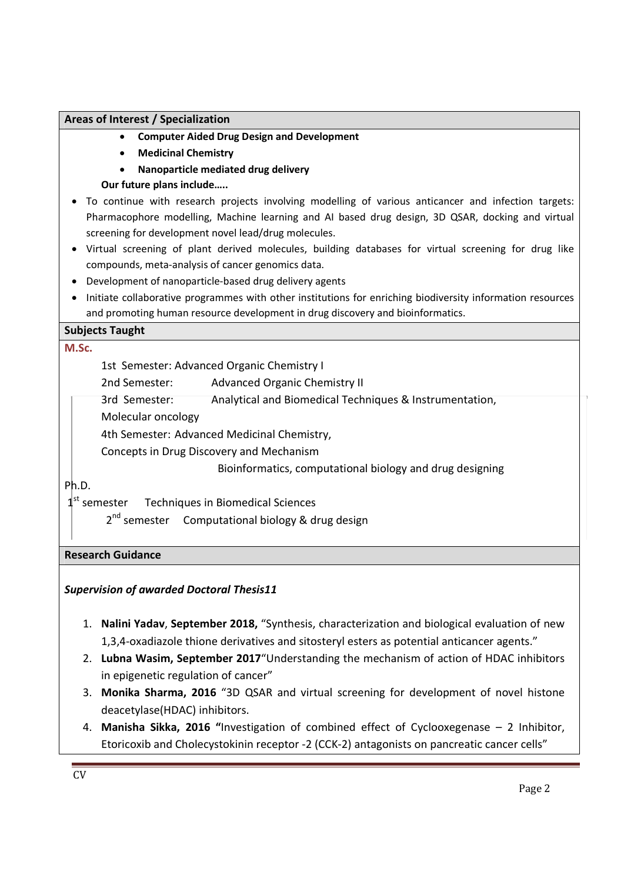## Areas of Interest / Specialization

- **Computer Aided Drug Design and Development**
- **Medicinal Chemistry**
- **Nanoparticle mediated drug delivery**

**Our future plans include…..**

- To continue with research projects involving modelling of various anticancer and infection targets: Pharmacophore modelling, Machine learning and AI based drug design, 3D QSAR, docking and virtual screening for development novel lead/drug molecules.
- Virtual screening of plant derived molecules, building databases for virtual screening for drug like compounds, meta-analysis of cancer genomics data.
- Development of nanoparticle-based drug delivery agents
- Initiate collaborative programmes with other institutions for enriching biodiversity information resources and promoting human resource development in drug discovery and bioinformatics.

## Subjects Taught

**M.Sc.**

1st Semester: Advanced Organic Chemistry I

2nd Semester: Advanced Organic Chemistry II

3rd Semester: Analytical and Biomedical Techniques & Instrumentation, Molecular oncology

4th Semester: Advanced Medicinal Chemistry, Concepts in Drug Discovery and Mechanism

Bioinformatics, computational biology and drug designing

Ph.D.

1st semester Techniques in Biomedical Sciences

2nd semester Computational biology & drug design

## Research Guidance

***Supervision of awarded Doctoral Thesis11***

1. **Nalini Yadav**, **September 2018,** "Synthesis, characterization and biological evaluation of new 1,3,4-oxadiazole thione derivatives and sitosteryl esters as potential anticancer agents."
2. **Lubna Wasim, September 2017**"Understanding the mechanism of action of HDAC inhibitors in epigenetic regulation of cancer"
3. **Monika Sharma, 2016** "3D QSAR and virtual screening for development of novel histone deacetylase(HDAC) inhibitors.
4. **Manisha Sikka, 2016 "**Investigation of combined effect of Cyclooxegenase – 2 Inhibitor, Etoricoxib and Cholecystokinin receptor -2 (CCK-2) antagonists on pancreatic cancer cells"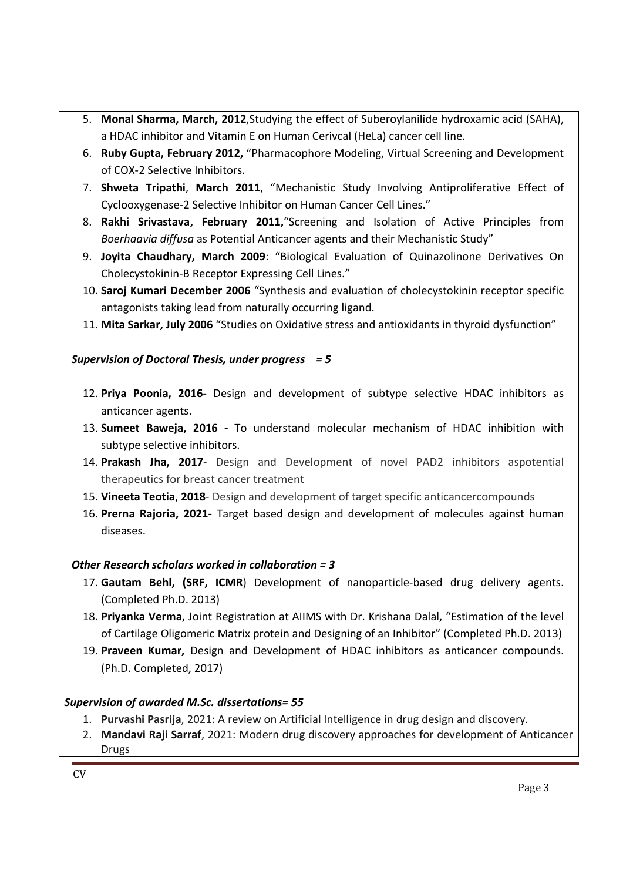5. **Monal Sharma, March, 2012**,Studying the effect of Suberoylanilide hydroxamic acid (SAHA), a HDAC inhibitor and Vitamin E on Human Cerivcal (HeLa) cancer cell line.
6. **Ruby Gupta, February 2012,** "Pharmacophore Modeling, Virtual Screening and Development of COX-2 Selective Inhibitors.
7. **Shweta Tripathi**, **March 2011**, "Mechanistic Study Involving Antiproliferative Effect of Cyclooxygenase-2 Selective Inhibitor on Human Cancer Cell Lines."
8. **Rakhi Srivastava, February 2011,**"Screening and Isolation of Active Principles from *Boerhaavia diffusa* as Potential Anticancer agents and their Mechanistic Study"
9. **Joyita Chaudhary, March 2009**: "Biological Evaluation of Quinazolinone Derivatives On Cholecystokinin-B Receptor Expressing Cell Lines."
10. **Saroj Kumari December 2006** "Synthesis and evaluation of cholecystokinin receptor specific antagonists taking lead from naturally occurring ligand.
11. **Mita Sarkar, July 2006** "Studies on Oxidative stress and antioxidants in thyroid dysfunction"

***Supervision of Doctoral Thesis, under progress = 5***

12. **Priya Poonia, 2016-** Design and development of subtype selective HDAC inhibitors as anticancer agents.
13. **Sumeet Baweja, 2016 -** To understand molecular mechanism of HDAC inhibition with subtype selective inhibitors.
14. **Prakash Jha, 2017**- Design and Development of novel PAD2 inhibitors aspotential therapeutics for breast cancer treatment
15. **Vineeta Teotia**, **2018**- Design and development of target specific anticancercompounds
16. **Prerna Rajoria, 2021-** Target based design and development of molecules against human diseases.

***Other Research scholars worked in collaboration = 3***

17. **Gautam Behl, (SRF, ICMR**) Development of nanoparticle-based drug delivery agents. (Completed Ph.D. 2013)
18. **Priyanka Verma**, Joint Registration at AIIMS with Dr. Krishana Dalal, "Estimation of the level of Cartilage Oligomeric Matrix protein and Designing of an Inhibitor" (Completed Ph.D. 2013)
19. **Praveen Kumar,** Design and Development of HDAC inhibitors as anticancer compounds. (Ph.D. Completed, 2017)

***Supervision of awarded M.Sc. dissertations= 55***

1. **Purvashi Pasrija**, 2021: A review on Artificial Intelligence in drug design and discovery.
2. **Mandavi Raji Sarraf**, 2021: Modern drug discovery approaches for development of Anticancer Drugs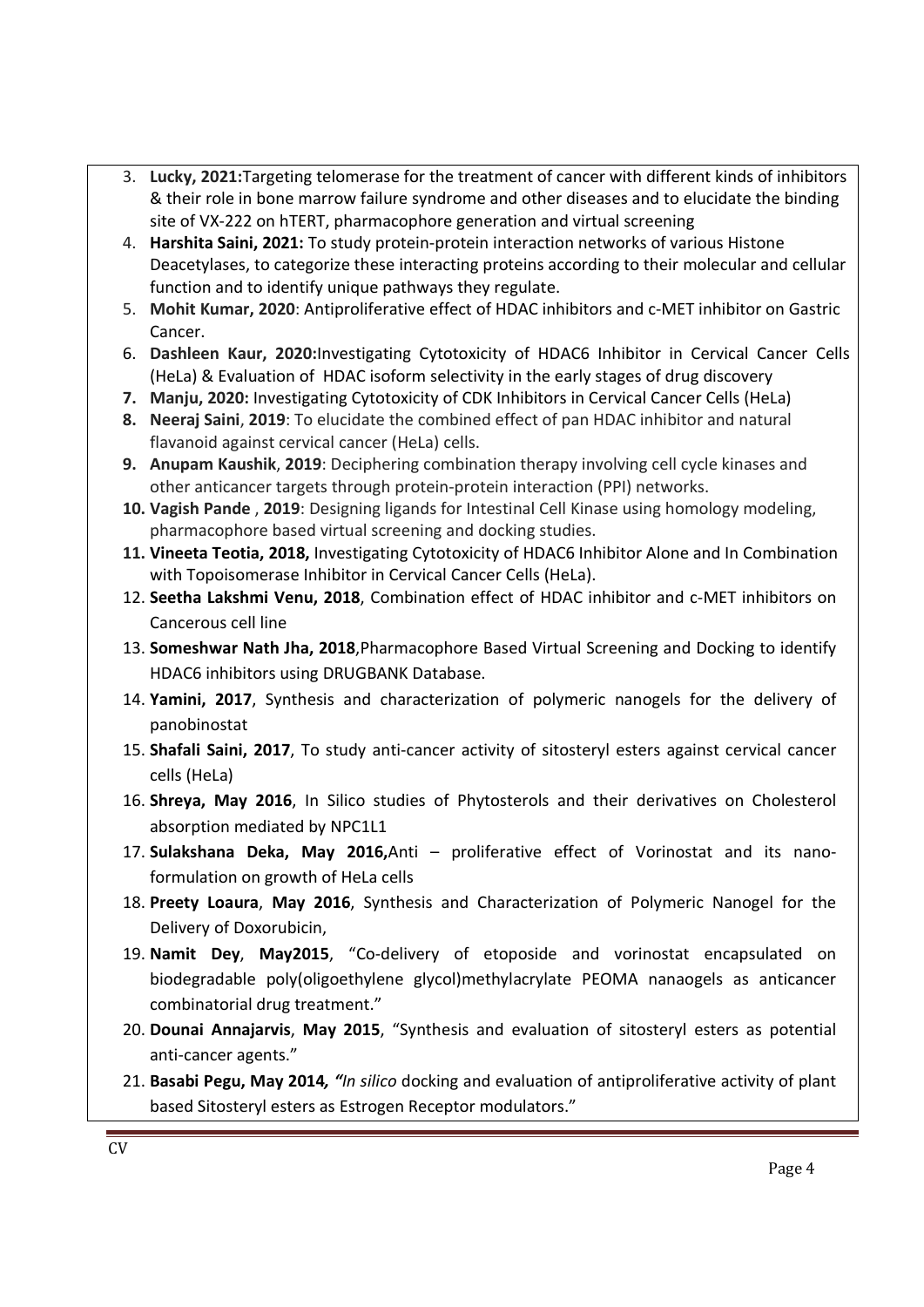3. **Lucky, 2021:** Targeting telomerase for the treatment of cancer with different kinds of inhibitors & their role in bone marrow failure syndrome and other diseases and to elucidate the binding site of VX-222 on hTERT, pharmacophore generation and virtual screening
4. **Harshita Saini, 2021:** To study protein-protein interaction networks of various Histone Deacetylases, to categorize these interacting proteins according to their molecular and cellular function and to identify unique pathways they regulate.
5. **Mohit Kumar, 2020**: Antiproliferative effect of HDAC inhibitors and c-MET inhibitor on Gastric Cancer.
6. **Dashleen Kaur, 2020:** Investigating Cytotoxicity of HDAC6 Inhibitor in Cervical Cancer Cells (HeLa) & Evaluation of HDAC isoform selectivity in the early stages of drug discovery
7. **Manju, 2020:** Investigating Cytotoxicity of CDK Inhibitors in Cervical Cancer Cells (HeLa)
8. **Neeraj Saini**, **2019**: To elucidate the combined effect of pan HDAC inhibitor and natural flavanoid against cervical cancer (HeLa) cells.
9. **Anupam Kaushik**, **2019**: Deciphering combination therapy involving cell cycle kinases and other anticancer targets through protein-protein interaction (PPI) networks.
10. **Vagish Pande** , **2019**: Designing ligands for Intestinal Cell Kinase using homology modeling, pharmacophore based virtual screening and docking studies.
11. **Vineeta Teotia, 2018,** Investigating Cytotoxicity of HDAC6 Inhibitor Alone and In Combination with Topoisomerase Inhibitor in Cervical Cancer Cells (HeLa).
12. **Seetha Lakshmi Venu, 2018**, Combination effect of HDAC inhibitor and c-MET inhibitors on Cancerous cell line
13. **Someshwar Nath Jha, 2018**, Pharmacophore Based Virtual Screening and Docking to identify HDAC6 inhibitors using DRUGBANK Database.
14. **Yamini, 2017**, Synthesis and characterization of polymeric nanogels for the delivery of panobinostat
15. **Shafali Saini, 2017**, To study anti-cancer activity of sitosteryl esters against cervical cancer cells (HeLa)
16. **Shreya, May 2016**, In Silico studies of Phytosterols and their derivatives on Cholesterol absorption mediated by NPC1L1
17. **Sulakshana Deka, May 2016,** Anti – proliferative effect of Vorinostat and its nano-formulation on growth of HeLa cells
18. **Preety Loaura**, **May 2016**, Synthesis and Characterization of Polymeric Nanogel for the Delivery of Doxorubicin,
19. **Namit Dey**, **May2015**, "Co-delivery of etoposide and vorinostat encapsulated on biodegradable poly(oligoethylene glycol)methylacrylate PEOMA nanaogels as anticancer combinatorial drug treatment."
20. **Dounai Annajarvis**, **May 2015**, "Synthesis and evaluation of sitosteryl esters as potential anti-cancer agents."
21. **Basabi Pegu, May 2014***, "In silico* docking and evaluation of antiproliferative activity of plant based Sitosteryl esters as Estrogen Receptor modulators."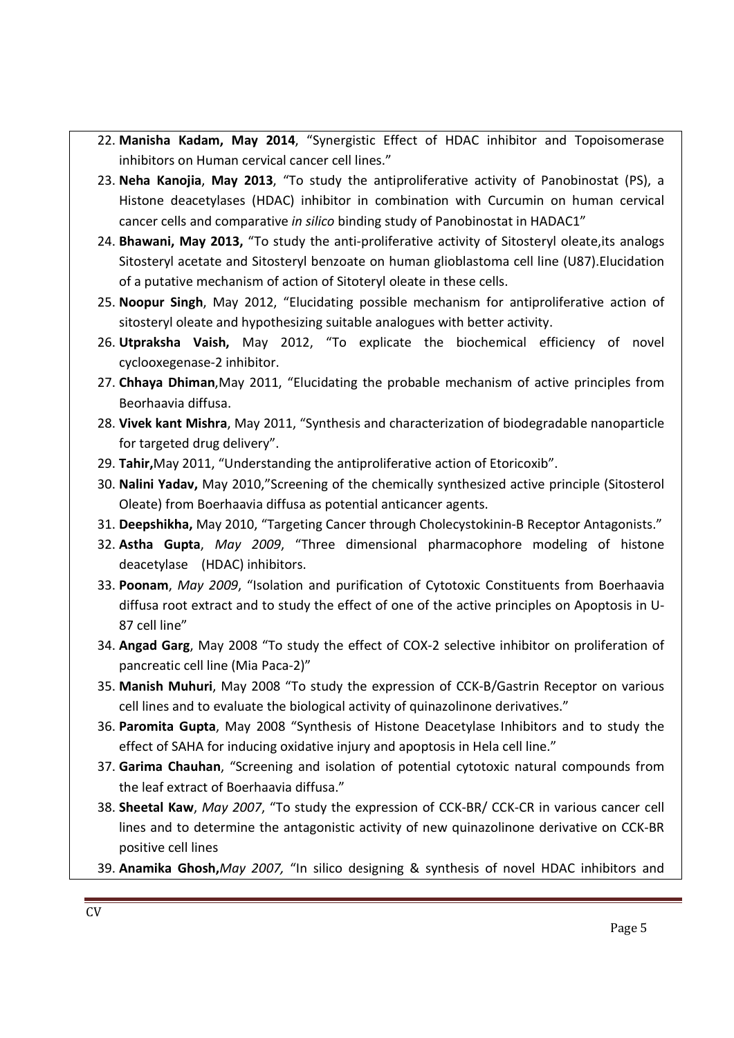22. **Manisha Kadam, May 2014**, "Synergistic Effect of HDAC inhibitor and Topoisomerase inhibitors on Human cervical cancer cell lines."
23. **Neha Kanojia**, **May 2013**, "To study the antiproliferative activity of Panobinostat (PS), a Histone deacetylases (HDAC) inhibitor in combination with Curcumin on human cervical cancer cells and comparative *in silico* binding study of Panobinostat in HADAC1"
24. **Bhawani, May 2013,** "To study the anti-proliferative activity of Sitosteryl oleate,its analogs Sitosteryl acetate and Sitosteryl benzoate on human glioblastoma cell line (U87).Elucidation of a putative mechanism of action of Sitoteryl oleate in these cells.
25. **Noopur Singh**, May 2012, "Elucidating possible mechanism for antiproliferative action of sitosteryl oleate and hypothesizing suitable analogues with better activity.
26. **Utpraksha Vaish,** May 2012, "To explicate the biochemical efficiency of novel cyclooxegenase-2 inhibitor.
27. **Chhaya Dhiman**,May 2011, "Elucidating the probable mechanism of active principles from Beorhaavia diffusa.
28. **Vivek kant Mishra**, May 2011, "Synthesis and characterization of biodegradable nanoparticle for targeted drug delivery".
29. **Tahir,**May 2011, "Understanding the antiproliferative action of Etoricoxib".
30. **Nalini Yadav,** May 2010,"Screening of the chemically synthesized active principle (Sitosterol Oleate) from Boerhaavia diffusa as potential anticancer agents.
31. **Deepshikha,** May 2010, "Targeting Cancer through Cholecystokinin-B Receptor Antagonists."
32. **Astha Gupta**, *May 2009*, "Three dimensional pharmacophore modeling of histone deacetylase (HDAC) inhibitors.
33. **Poonam**, *May 2009*, "Isolation and purification of Cytotoxic Constituents from Boerhaavia diffusa root extract and to study the effect of one of the active principles on Apoptosis in U-87 cell line"
34. **Angad Garg**, May 2008 "To study the effect of COX-2 selective inhibitor on proliferation of pancreatic cell line (Mia Paca-2)"
35. **Manish Muhuri**, May 2008 "To study the expression of CCK-B/Gastrin Receptor on various cell lines and to evaluate the biological activity of quinazolinone derivatives."
36. **Paromita Gupta**, May 2008 "Synthesis of Histone Deacetylase Inhibitors and to study the effect of SAHA for inducing oxidative injury and apoptosis in Hela cell line."
37. **Garima Chauhan**, "Screening and isolation of potential cytotoxic natural compounds from the leaf extract of Boerhaavia diffusa."
38. **Sheetal Kaw**, *May 2007*, "To study the expression of CCK-BR/ CCK-CR in various cancer cell lines and to determine the antagonistic activity of new quinazolinone derivative on CCK-BR positive cell lines
39. **Anamika Ghosh,***May 2007,* "In silico designing & synthesis of novel HDAC inhibitors and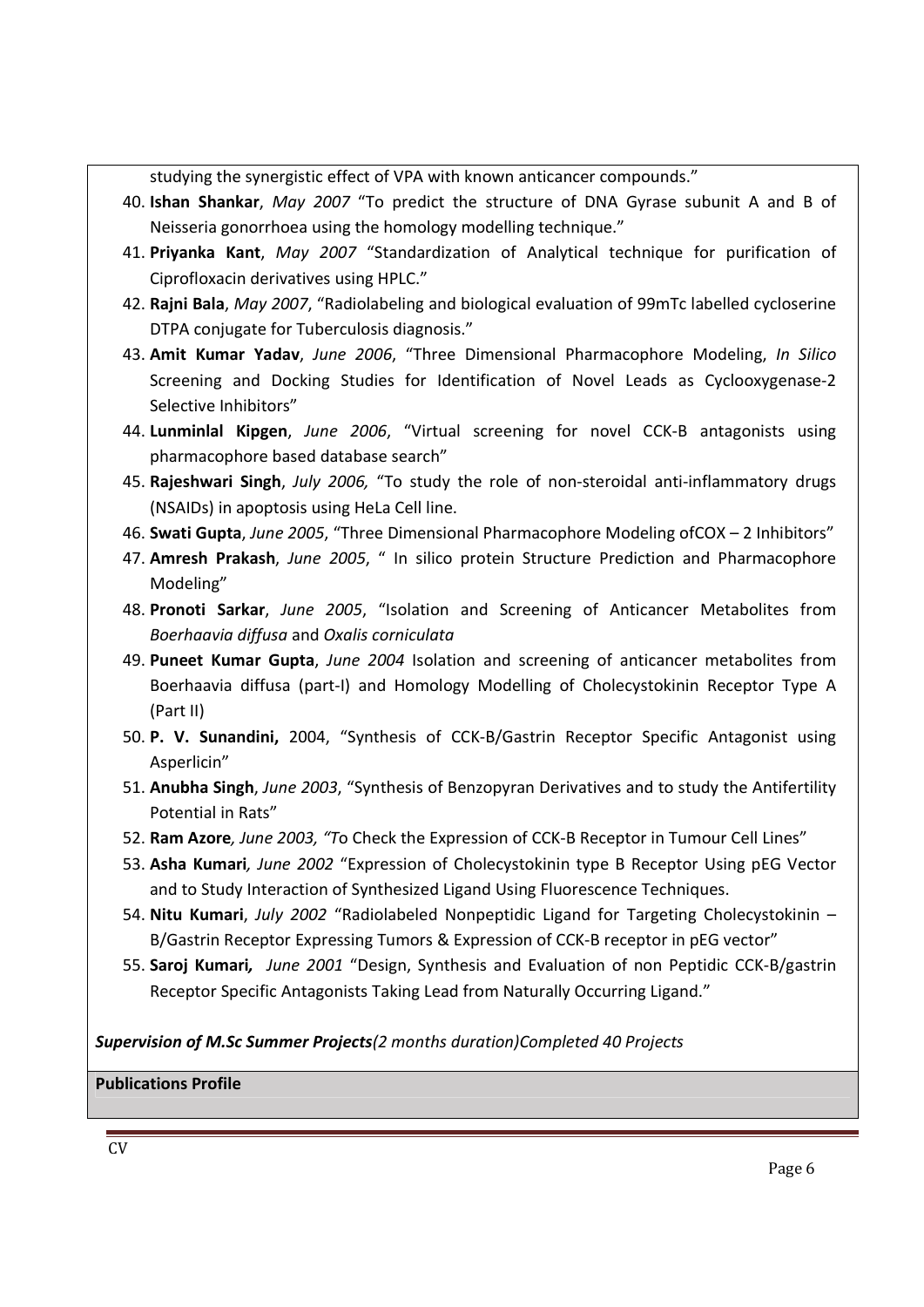studying the synergistic effect of VPA with known anticancer compounds."

40. **Ishan Shankar**, *May 2007* "To predict the structure of DNA Gyrase subunit A and B of Neisseria gonorrhoea using the homology modelling technique."
41. **Priyanka Kant**, *May 2007* "Standardization of Analytical technique for purification of Ciprofloxacin derivatives using HPLC."
42. **Rajni Bala**, *May 2007*, "Radiolabeling and biological evaluation of 99mTc labelled cycloserine DTPA conjugate for Tuberculosis diagnosis."
43. **Amit Kumar Yadav**, *June 2006*, "Three Dimensional Pharmacophore Modeling, *In Silico* Screening and Docking Studies for Identification of Novel Leads as Cyclooxygenase-2 Selective Inhibitors"
44. **Lunminlal Kipgen**, *June 2006*, "Virtual screening for novel CCK-B antagonists using pharmacophore based database search"
45. **Rajeshwari Singh**, *July 2006,* "To study the role of non-steroidal anti-inflammatory drugs (NSAIDs) in apoptosis using HeLa Cell line.
46. **Swati Gupta**, *June 2005*, "Three Dimensional Pharmacophore Modeling ofCOX – 2 Inhibitors"
47. **Amresh Prakash**, *June 2005*, " In silico protein Structure Prediction and Pharmacophore Modeling"
48. **Pronoti Sarkar**, *June 2005*, "Isolation and Screening of Anticancer Metabolites from *Boerhaavia diffusa* and *Oxalis corniculata*
49. **Puneet Kumar Gupta**, *June 2004* Isolation and screening of anticancer metabolites from Boerhaavia diffusa (part-I) and Homology Modelling of Cholecystokinin Receptor Type A (Part II)
50. **P. V. Sunandini,** 2004, "Synthesis of CCK-B/Gastrin Receptor Specific Antagonist using Asperlicin"
51. **Anubha Singh**, *June 2003*, "Synthesis of Benzopyran Derivatives and to study the Antifertility Potential in Rats"
52. **Ram Azore***, June 2003, "T*o Check the Expression of CCK-B Receptor in Tumour Cell Lines"
53. **Asha Kumari***, June 2002* "Expression of Cholecystokinin type B Receptor Using pEG Vector and to Study Interaction of Synthesized Ligand Using Fluorescence Techniques.
54. **Nitu Kumari**, *July 2002* "Radiolabeled Nonpeptidic Ligand for Targeting Cholecystokinin – B/Gastrin Receptor Expressing Tumors & Expression of CCK-B receptor in pEG vector"
55. **Saroj Kumari***, June 2001* "Design, Synthesis and Evaluation of non Peptidic CCK-B/gastrin Receptor Specific Antagonists Taking Lead from Naturally Occurring Ligand."

***Supervision of M.Sc Summer Projects****(2 months duration)Completed 40 Projects*

**Publications Profile**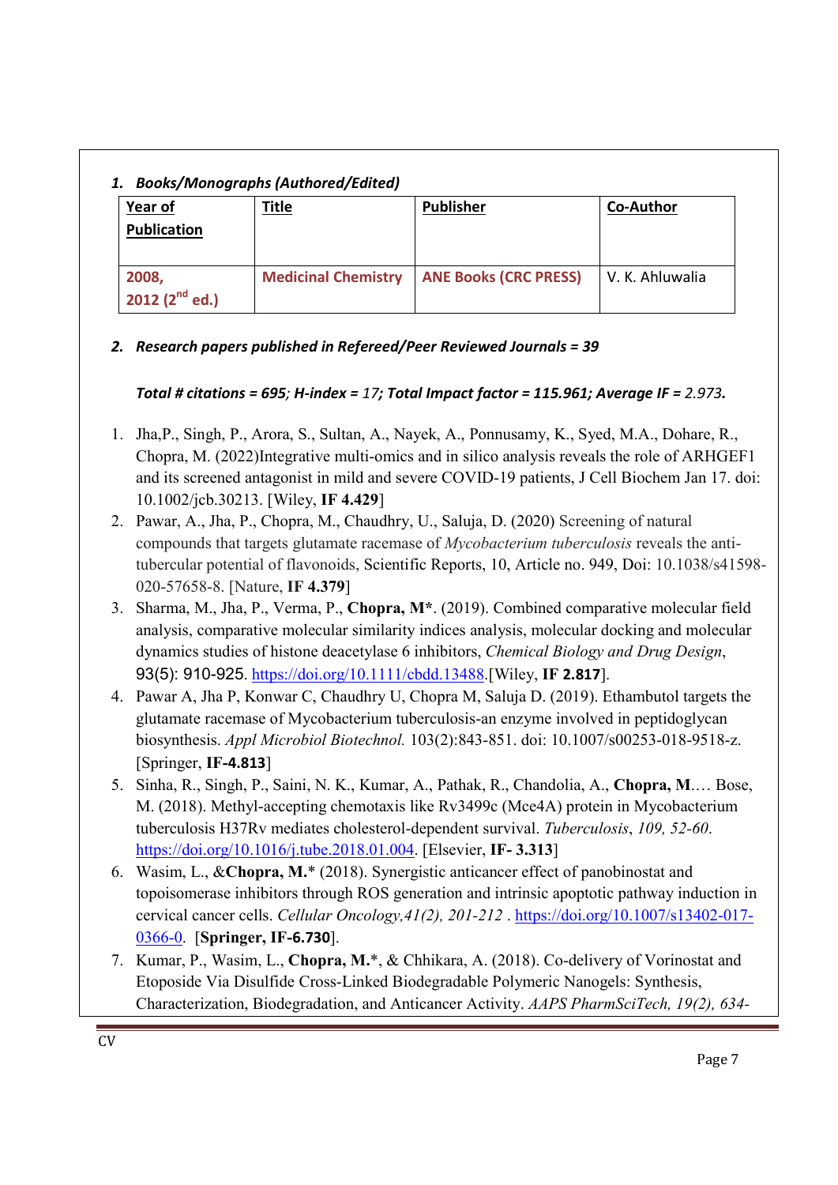1. ***Books/Monographs (Authored/Edited)***

| Year of Publication | Title | Publisher | Co-Author |
|---|---|---|---|
| 2008, 2012 (2nd ed.) | Medicinal Chemistry | ANE Books (CRC PRESS) | V. K. Ahluwalia |

2. ***Research papers published in Refereed/Peer Reviewed Journals = 39***

***Total # citations = 695; H-index = 17; Total Impact factor = 115.961; Average IF = 2.973.***

1. Jha,P., Singh, P., Arora, S., Sultan, A., Nayek, A., Ponnusamy, K., Syed, M.A., Dohare, R., Chopra, M. (2022)Integrative multi-omics and in silico analysis reveals the role of ARHGEF1 and its screened antagonist in mild and severe COVID-19 patients, J Cell Biochem Jan 17. doi: 10.1002/jcb.30213. [Wiley, **IF 4.429**]
2. Pawar, A., Jha, P., Chopra, M., Chaudhry, U., Saluja, D. (2020) Screening of natural compounds that targets glutamate racemase of *Mycobacterium tuberculosis* reveals the anti-tubercular potential of flavonoids, Scientific Reports, 10, Article no. 949, Doi: 10.1038/s41598-020-57658-8. [Nature, **IF 4.379**]
3. Sharma, M., Jha, P., Verma, P., **Chopra, M\***. (2019). Combined comparative molecular field analysis, comparative molecular similarity indices analysis, molecular docking and molecular dynamics studies of histone deacetylase 6 inhibitors, *Chemical Biology and Drug Design*, 93(5): 910-925. https://doi.org/10.1111/cbdd.13488.[Wiley, **IF 2.817**].
4. Pawar A, Jha P, Konwar C, Chaudhry U, Chopra M, Saluja D. (2019). Ethambutol targets the glutamate racemase of Mycobacterium tuberculosis-an enzyme involved in peptidoglycan biosynthesis. *Appl Microbiol Biotechnol.* 103(2):843-851. doi: 10.1007/s00253-018-9518-z. [Springer, **IF-4.813**]
5. Sinha, R., Singh, P., Saini, N. K., Kumar, A., Pathak, R., Chandolia, A., **Chopra, M**.… Bose, M. (2018). Methyl-accepting chemotaxis like Rv3499c (Mce4A) protein in Mycobacterium tuberculosis H37Rv mediates cholesterol-dependent survival. *Tuberculosis*, *109, 52-60*. https://doi.org/10.1016/j.tube.2018.01.004. [Elsevier, **IF- 3.313**]
6. Wasim, L., &**Chopra, M.**\* (2018). Synergistic anticancer effect of panobinostat and topoisomerase inhibitors through ROS generation and intrinsic apoptotic pathway induction in cervical cancer cells. *Cellular Oncology,41(2), 201-212* . https://doi.org/10.1007/s13402-017-0366-0. [**Springer, IF-6.730**].
7. Kumar, P., Wasim, L., **Chopra, M.\***, & Chhikara, A. (2018). Co-delivery of Vorinostat and Etoposide Via Disulfide Cross-Linked Biodegradable Polymeric Nanogels: Synthesis, Characterization, Biodegradation, and Anticancer Activity. *AAPS PharmSciTech, 19(2), 634-*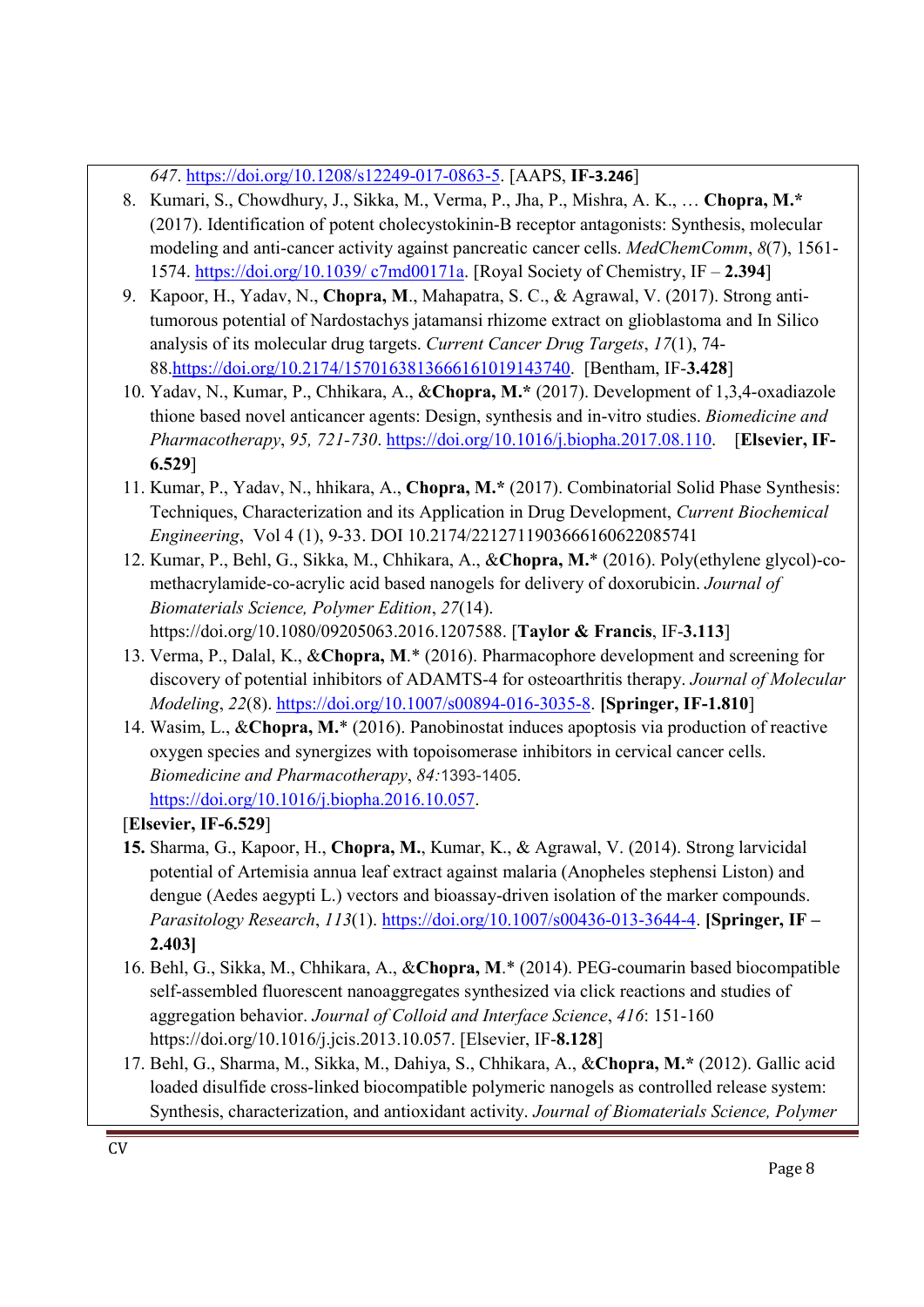*647*. https://doi.org/10.1208/s12249-017-0863-5. [AAPS, **IF-3.246**]

8. Kumari, S., Chowdhury, J., Sikka, M., Verma, P., Jha, P., Mishra, A. K., … **Chopra, M.*** (2017). Identification of potent cholecystokinin-B receptor antagonists: Synthesis, molecular modeling and anti-cancer activity against pancreatic cancer cells. *MedChemComm*, *8*(7), 1561-1574. https://doi.org/10.1039/ c7md00171a. [Royal Society of Chemistry, IF – **2.394**]
9. Kapoor, H., Yadav, N., **Chopra, M**., Mahapatra, S. C., & Agrawal, V. (2017). Strong anti-tumorous potential of Nardostachys jatamansi rhizome extract on glioblastoma and In Silico analysis of its molecular drug targets. *Current Cancer Drug Targets*, *17*(1), 74-88.https://doi.org/10.2174/1570163813666161019143740. [Bentham, IF-**3.428**]
10. Yadav, N., Kumar, P., Chhikara, A., &**Chopra, M.*** (2017). Development of 1,3,4-oxadiazole thione based novel anticancer agents: Design, synthesis and in-vitro studies. *Biomedicine and Pharmacotherapy*, *95, 721-730*. https://doi.org/10.1016/j.biopha.2017.08.110. [**Elsevier, IF-6.529**]
11. Kumar, P., Yadav, N., hhikara, A., **Chopra, M.*** (2017). Combinatorial Solid Phase Synthesis: Techniques, Characterization and its Application in Drug Development, *Current Biochemical Engineering*, Vol 4 (1), 9-33. DOI 10.2174/2212711903666160622085741
12. Kumar, P., Behl, G., Sikka, M., Chhikara, A., &**Chopra, M.*** (2016). Poly(ethylene glycol)-co-methacrylamide-co-acrylic acid based nanogels for delivery of doxorubicin. *Journal of Biomaterials Science, Polymer Edition*, *27*(14). https://doi.org/10.1080/09205063.2016.1207588. [**Taylor & Francis**, IF-**3.113**]
13. Verma, P., Dalal, K., &**Chopra, M**.* (2016). Pharmacophore development and screening for discovery of potential inhibitors of ADAMTS-4 for osteoarthritis therapy. *Journal of Molecular Modeling*, *22*(8). https://doi.org/10.1007/s00894-016-3035-8. **[Springer, IF-1.810**]
14. Wasim, L., &**Chopra, M.*** (2016). Panobinostat induces apoptosis via production of reactive oxygen species and synergizes with topoisomerase inhibitors in cervical cancer cells. *Biomedicine and Pharmacotherapy*, *84:*1393-1405. https://doi.org/10.1016/j.biopha.2016.10.057.

[**Elsevier, IF-6.529**]

15. Sharma, G., Kapoor, H., **Chopra, M.**, Kumar, K., & Agrawal, V. (2014). Strong larvicidal potential of Artemisia annua leaf extract against malaria (Anopheles stephensi Liston) and dengue (Aedes aegypti L.) vectors and bioassay-driven isolation of the marker compounds. *Parasitology Research*, *113*(1). https://doi.org/10.1007/s00436-013-3644-4. **[Springer, IF – 2.403]**
16. Behl, G., Sikka, M., Chhikara, A., &**Chopra, M**.* (2014). PEG-coumarin based biocompatible self-assembled fluorescent nanoaggregates synthesized via click reactions and studies of aggregation behavior. *Journal of Colloid and Interface Science*, *416*: 151-160 https://doi.org/10.1016/j.jcis.2013.10.057. [Elsevier, IF-**8.128**]
17. Behl, G., Sharma, M., Sikka, M., Dahiya, S., Chhikara, A., &**Chopra, M.*** (2012). Gallic acid loaded disulfide cross-linked biocompatible polymeric nanogels as controlled release system: Synthesis, characterization, and antioxidant activity. *Journal of Biomaterials Science, Polymer*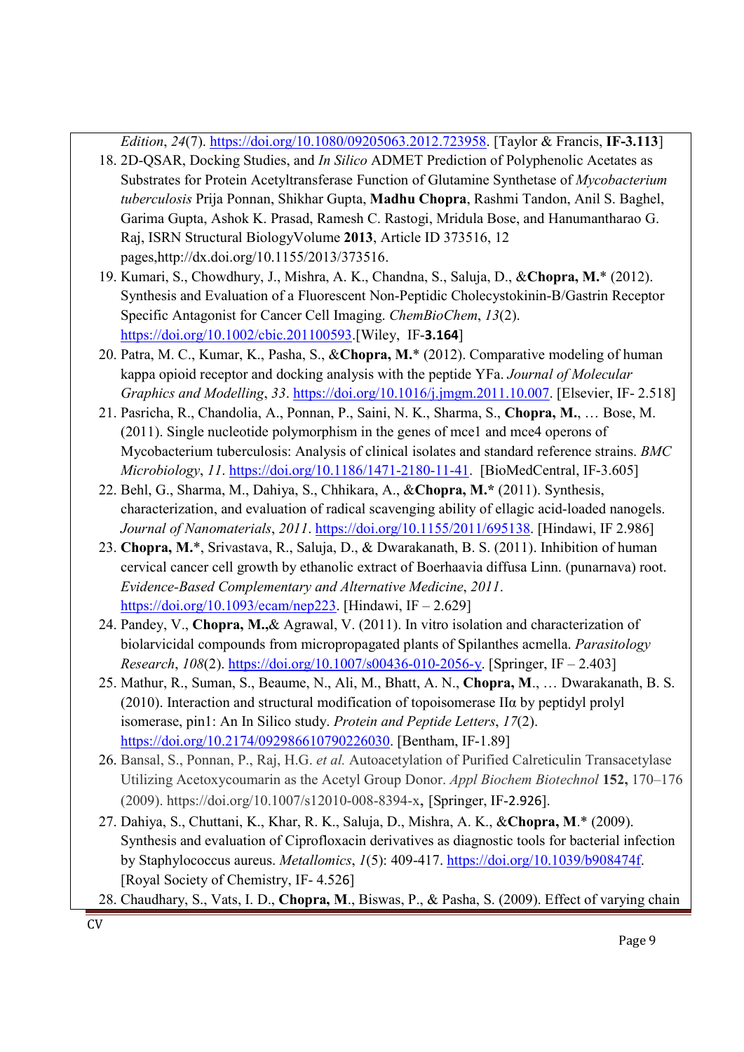*Edition*, *24*(7). https://doi.org/10.1080/09205063.2012.723958. [Taylor & Francis, **IF-3.113**]

18. 2D-QSAR, Docking Studies, and *In Silico* ADMET Prediction of Polyphenolic Acetates as Substrates for Protein Acetyltransferase Function of Glutamine Synthetase of *Mycobacterium tuberculosis* Prija Ponnan, Shikhar Gupta, **Madhu Chopra**, Rashmi Tandon, Anil S. Baghel, Garima Gupta, Ashok K. Prasad, Ramesh C. Rastogi, Mridula Bose, and Hanumantharao G. Raj, ISRN Structural BiologyVolume **2013**, Article ID 373516, 12 pages,http://dx.doi.org/10.1155/2013/373516.
19. Kumari, S., Chowdhury, J., Mishra, A. K., Chandna, S., Saluja, D., &**Chopra, M.**\* (2012). Synthesis and Evaluation of a Fluorescent Non-Peptidic Cholecystokinin-B/Gastrin Receptor Specific Antagonist for Cancer Cell Imaging. *ChemBioChem*, *13*(2). https://doi.org/10.1002/cbic.201100593.[Wiley, IF-**3.164**]
20. Patra, M. C., Kumar, K., Pasha, S., &**Chopra, M.**\* (2012). Comparative modeling of human kappa opioid receptor and docking analysis with the peptide YFa. *Journal of Molecular Graphics and Modelling*, *33*. https://doi.org/10.1016/j.jmgm.2011.10.007. [Elsevier, IF- 2.518]
21. Pasricha, R., Chandolia, A., Ponnan, P., Saini, N. K., Sharma, S., **Chopra, M.**, … Bose, M. (2011). Single nucleotide polymorphism in the genes of mce1 and mce4 operons of Mycobacterium tuberculosis: Analysis of clinical isolates and standard reference strains. *BMC Microbiology*, *11*. https://doi.org/10.1186/1471-2180-11-41. [BioMedCentral, IF-3.605]
22. Behl, G., Sharma, M., Dahiya, S., Chhikara, A., &**Chopra, M.\*** (2011). Synthesis, characterization, and evaluation of radical scavenging ability of ellagic acid-loaded nanogels. *Journal of Nanomaterials*, *2011*. https://doi.org/10.1155/2011/695138. [Hindawi, IF 2.986]
23. **Chopra, M.**\*, Srivastava, R., Saluja, D., & Dwarakanath, B. S. (2011). Inhibition of human cervical cancer cell growth by ethanolic extract of Boerhaavia diffusa Linn. (punarnava) root. *Evidence-Based Complementary and Alternative Medicine*, *2011*. https://doi.org/10.1093/ecam/nep223. [Hindawi, IF – 2.629]
24. Pandey, V., **Chopra, M.,**& Agrawal, V. (2011). In vitro isolation and characterization of biolarvicidal compounds from micropropagated plants of Spilanthes acmella. *Parasitology Research*, *108*(2). https://doi.org/10.1007/s00436-010-2056-y. [Springer, IF – 2.403]
25. Mathur, R., Suman, S., Beaume, N., Ali, M., Bhatt, A. N., **Chopra, M.**, … Dwarakanath, B. S. (2010). Interaction and structural modification of topoisomerase IIα by peptidyl prolyl isomerase, pin1: An In Silico study. *Protein and Peptide Letters*, *17*(2). https://doi.org/10.2174/092986610790226030. [Bentham, IF-1.89]
26. Bansal, S., Ponnan, P., Raj, H.G. *et al.* Autoacetylation of Purified Calreticulin Transacetylase Utilizing Acetoxycoumarin as the Acetyl Group Donor. *Appl Biochem Biotechnol* **152,** 170–176 (2009). https://doi.org/10.1007/s12010-008-8394-x, [Springer, IF-2.926].
27. Dahiya, S., Chuttani, K., Khar, R. K., Saluja, D., Mishra, A. K., &**Chopra, M**.\* (2009). Synthesis and evaluation of Ciprofloxacin derivatives as diagnostic tools for bacterial infection by Staphylococcus aureus. *Metallomics*, *1*(5): 409-417. https://doi.org/10.1039/b908474f. [Royal Society of Chemistry, IF- 4.526]
28. Chaudhary, S., Vats, I. D., **Chopra, M.**, Biswas, P., & Pasha, S. (2009). Effect of varying chain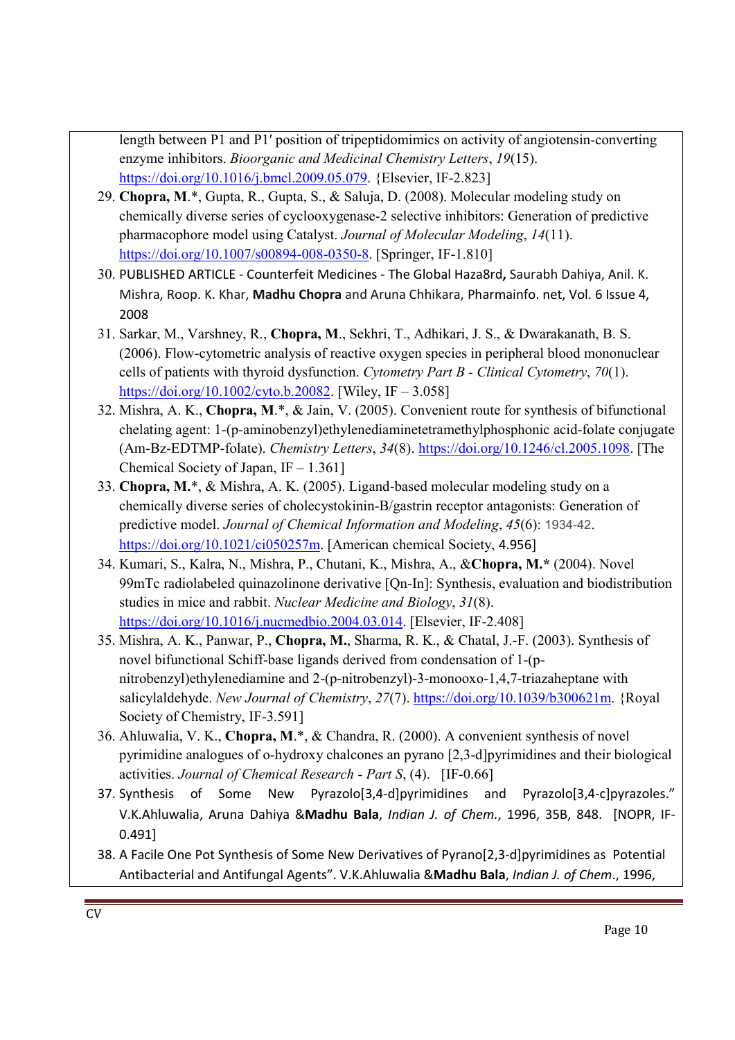length between P1 and P1′ position of tripeptidomimics on activity of angiotensin-converting enzyme inhibitors. *Bioorganic and Medicinal Chemistry Letters*, *19*(15). https://doi.org/10.1016/j.bmcl.2009.05.079. {Elsevier, IF-2.823]

29. **Chopra, M**.*, Gupta, R., Gupta, S., & Saluja, D. (2008). Molecular modeling study on chemically diverse series of cyclooxygenase-2 selective inhibitors: Generation of predictive pharmacophore model using Catalyst. *Journal of Molecular Modeling*, *14*(11). https://doi.org/10.1007/s00894-008-0350-8. [Springer, IF-1.810]
30. PUBLISHED ARTICLE - Counterfeit Medicines - The Global Haza8rd**,** Saurabh Dahiya, Anil. K. Mishra, Roop. K. Khar, **Madhu Chopra** and Aruna Chhikara, Pharmainfo. net, Vol. 6 Issue 4, 2008
31. Sarkar, M., Varshney, R., **Chopra, M**., Sekhri, T., Adhikari, J. S., & Dwarakanath, B. S. (2006). Flow-cytometric analysis of reactive oxygen species in peripheral blood mononuclear cells of patients with thyroid dysfunction. *Cytometry Part B - Clinical Cytometry*, *70*(1). https://doi.org/10.1002/cyto.b.20082. [Wiley, IF – 3.058]
32. Mishra, A. K., **Chopra, M**.*, & Jain, V. (2005). Convenient route for synthesis of bifunctional chelating agent: 1-(p-aminobenzyl)ethylenediaminetetramethylphosphonic acid-folate conjugate (Am-Bz-EDTMP-folate). *Chemistry Letters*, *34*(8). https://doi.org/10.1246/cl.2005.1098. [The Chemical Society of Japan, IF – 1.361]
33. **Chopra, M.***, & Mishra, A. K. (2005). Ligand-based molecular modeling study on a chemically diverse series of cholecystokinin-B/gastrin receptor antagonists: Generation of predictive model. *Journal of Chemical Information and Modeling*, *45*(6): 1934-42. https://doi.org/10.1021/ci050257m. [American chemical Society, 4.956]
34. Kumari, S., Kalra, N., Mishra, P., Chutani, K., Mishra, A., &**Chopra, M.*** (2004). Novel 99mTc radiolabeled quinazolinone derivative [Qn-In]: Synthesis, evaluation and biodistribution studies in mice and rabbit. *Nuclear Medicine and Biology*, *31*(8). https://doi.org/10.1016/j.nucmedbio.2004.03.014. [Elsevier, IF-2.408]
35. Mishra, A. K., Panwar, P., **Chopra, M.**, Sharma, R. K., & Chatal, J.-F. (2003). Synthesis of novel bifunctional Schiff-base ligands derived from condensation of 1-(p-nitrobenzyl)ethylenediamine and 2-(p-nitrobenzyl)-3-monooxo-1,4,7-triazaheptane with salicylaldehyde. *New Journal of Chemistry*, *27*(7). https://doi.org/10.1039/b300621m. {Royal Society of Chemistry, IF-3.591]
36. Ahluwalia, V. K., **Chopra, M**.*, & Chandra, R. (2000). A convenient synthesis of novel pyrimidine analogues of o-hydroxy chalcones an pyrano [2,3-d]pyrimidines and their biological activities. *Journal of Chemical Research - Part S*, (4). [IF-0.66]
37. Synthesis of Some New Pyrazolo[3,4-d]pyrimidines and Pyrazolo[3,4-c]pyrazoles." V.K.Ahluwalia, Aruna Dahiya &**Madhu Bala**, *Indian J. of Chem.*, 1996, 35B, 848. [NOPR, IF-0.491]
38. A Facile One Pot Synthesis of Some New Derivatives of Pyrano[2,3-d]pyrimidines as Potential Antibacterial and Antifungal Agents". V.K.Ahluwalia &**Madhu Bala**, *Indian J. of Chem*., 1996,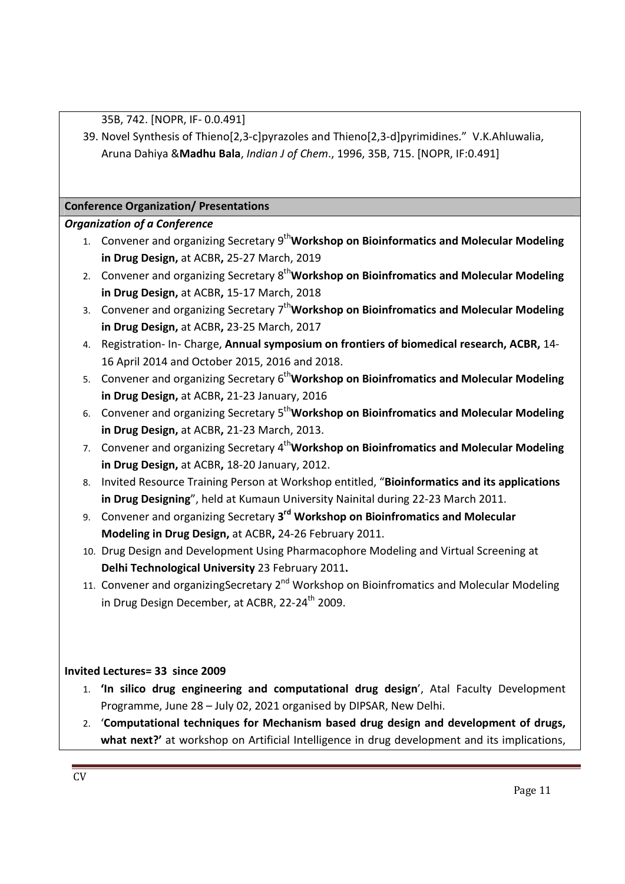35B, 742. [NOPR, IF- 0.0.491]

39. Novel Synthesis of Thieno[2,3-c]pyrazoles and Thieno[2,3-d]pyrimidines." V.K.Ahluwalia, Aruna Dahiya &**Madhu Bala**, *Indian J of Chem*., 1996, 35B, 715. [NOPR, IF:0.491]

## Conference Organization/ Presentations

### *Organization of a Conference*

1. Convener and organizing Secretary 9th**Workshop on Bioinformatics and Molecular Modeling in Drug Design,** at ACBR**,** 25-27 March, 2019
2. Convener and organizing Secretary 8th**Workshop on Bioinfromatics and Molecular Modeling in Drug Design,** at ACBR**,** 15-17 March, 2018
3. Convener and organizing Secretary 7th**Workshop on Bioinfromatics and Molecular Modeling in Drug Design,** at ACBR**,** 23-25 March, 2017
4. Registration- In- Charge, **Annual symposium on frontiers of biomedical research, ACBR,** 14-16 April 2014 and October 2015, 2016 and 2018.
5. Convener and organizing Secretary 6th**Workshop on Bioinfromatics and Molecular Modeling in Drug Design,** at ACBR**,** 21-23 January, 2016
6. Convener and organizing Secretary 5th**Workshop on Bioinfromatics and Molecular Modeling in Drug Design,** at ACBR**,** 21-23 March, 2013.
7. Convener and organizing Secretary 4th**Workshop on Bioinfromatics and Molecular Modeling in Drug Design,** at ACBR**,** 18-20 January, 2012.
8. Invited Resource Training Person at Workshop entitled, "**Bioinformatics and its applications in Drug Designing**", held at Kumaun University Nainital during 22-23 March 2011.
9. Convener and organizing Secretary **3rd Workshop on Bioinfromatics and Molecular Modeling in Drug Design,** at ACBR**,** 24-26 February 2011.
10. Drug Design and Development Using Pharmacophore Modeling and Virtual Screening at **Delhi Technological University** 23 February 2011**.**
11. Convener and organizingSecretary 2nd Workshop on Bioinfromatics and Molecular Modeling in Drug Design December, at ACBR, 22-24th 2009.

**Invited Lectures= 33 since 2009**

1. **'In silico drug engineering and computational drug design**', Atal Faculty Development Programme, June 28 – July 02, 2021 organised by DIPSAR, New Delhi.
2. '**Computational techniques for Mechanism based drug design and development of drugs, what next?'** at workshop on Artificial Intelligence in drug development and its implications,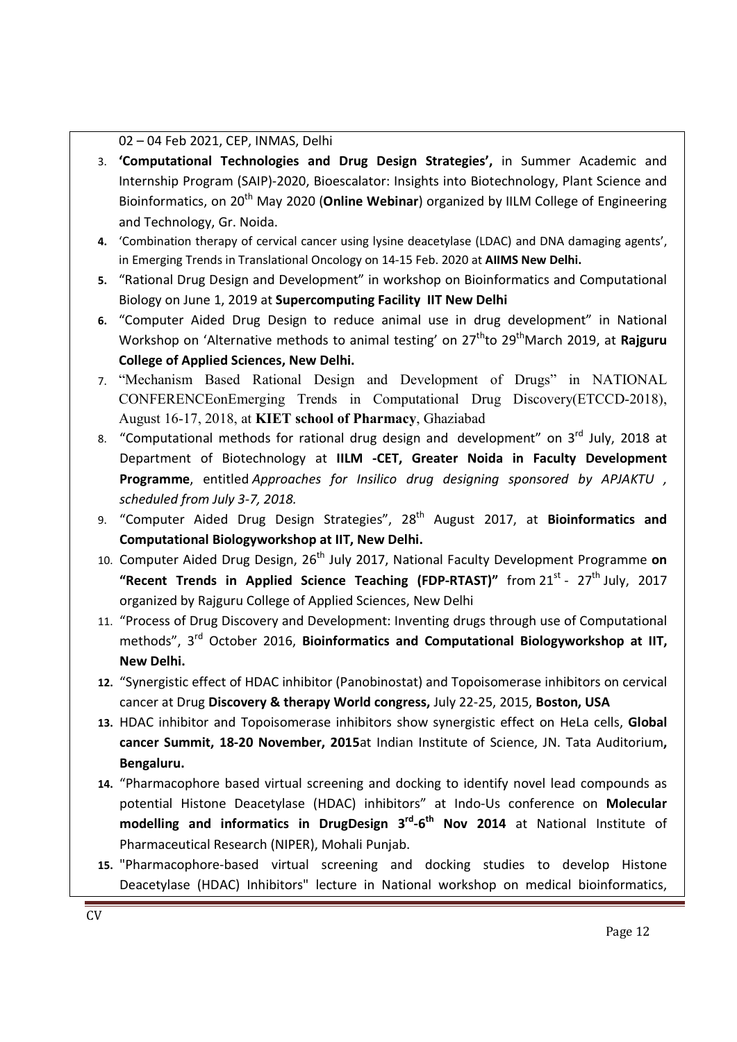02 – 04 Feb 2021, CEP, INMAS, Delhi

3. **'Computational Technologies and Drug Design Strategies',** in Summer Academic and Internship Program (SAIP)-2020, Bioescalator: Insights into Biotechnology, Plant Science and Bioinformatics, on 20th May 2020 (**Online Webinar**) organized by IILM College of Engineering and Technology, Gr. Noida.
4. 'Combination therapy of cervical cancer using lysine deacetylase (LDAC) and DNA damaging agents', in Emerging Trends in Translational Oncology on 14-15 Feb. 2020 at **AIIMS New Delhi.**
5. "Rational Drug Design and Development" in workshop on Bioinformatics and Computational Biology on June 1, 2019 at **Supercomputing Facility IIT New Delhi**
6. "Computer Aided Drug Design to reduce animal use in drug development" in National Workshop on 'Alternative methods to animal testing' on 27thto 29thMarch 2019, at **Rajguru College of Applied Sciences, New Delhi.**
7. "Mechanism Based Rational Design and Development of Drugs" in NATIONAL CONFERENCEonEmerging Trends in Computational Drug Discovery(ETCCD-2018), August 16-17, 2018, at **KIET school of Pharmacy**, Ghaziabad
8. "Computational methods for rational drug design and development" on 3rd July, 2018 at Department of Biotechnology at **IILM -CET, Greater Noida in Faculty Development Programme**, entitled *Approaches for Insilico drug designing sponsored by APJAKTU , scheduled from July 3-7, 2018.*
9. "Computer Aided Drug Design Strategies", 28th August 2017, at **Bioinformatics and Computational Biologyworkshop at IIT, New Delhi.**
10. Computer Aided Drug Design, 26th July 2017, National Faculty Development Programme **on "Recent Trends in Applied Science Teaching (FDP-RTAST)"** from 21st - 27th July, 2017 organized by Rajguru College of Applied Sciences, New Delhi
11. "Process of Drug Discovery and Development: Inventing drugs through use of Computational methods", 3rd October 2016, **Bioinformatics and Computational Biologyworkshop at IIT, New Delhi.**
12. "Synergistic effect of HDAC inhibitor (Panobinostat) and Topoisomerase inhibitors on cervical cancer at Drug **Discovery & therapy World congress,** July 22-25, 2015, **Boston, USA**
13. HDAC inhibitor and Topoisomerase inhibitors show synergistic effect on HeLa cells, **Global cancer Summit, 18-20 November, 2015**at Indian Institute of Science, JN. Tata Auditorium**, Bengaluru.**
14. "Pharmacophore based virtual screening and docking to identify novel lead compounds as potential Histone Deacetylase (HDAC) inhibitors" at Indo-Us conference on **Molecular modelling and informatics in DrugDesign 3rd-6th Nov 2014** at National Institute of Pharmaceutical Research (NIPER), Mohali Punjab.
15. "Pharmacophore-based virtual screening and docking studies to develop Histone Deacetylase (HDAC) Inhibitors" lecture in National workshop on medical bioinformatics,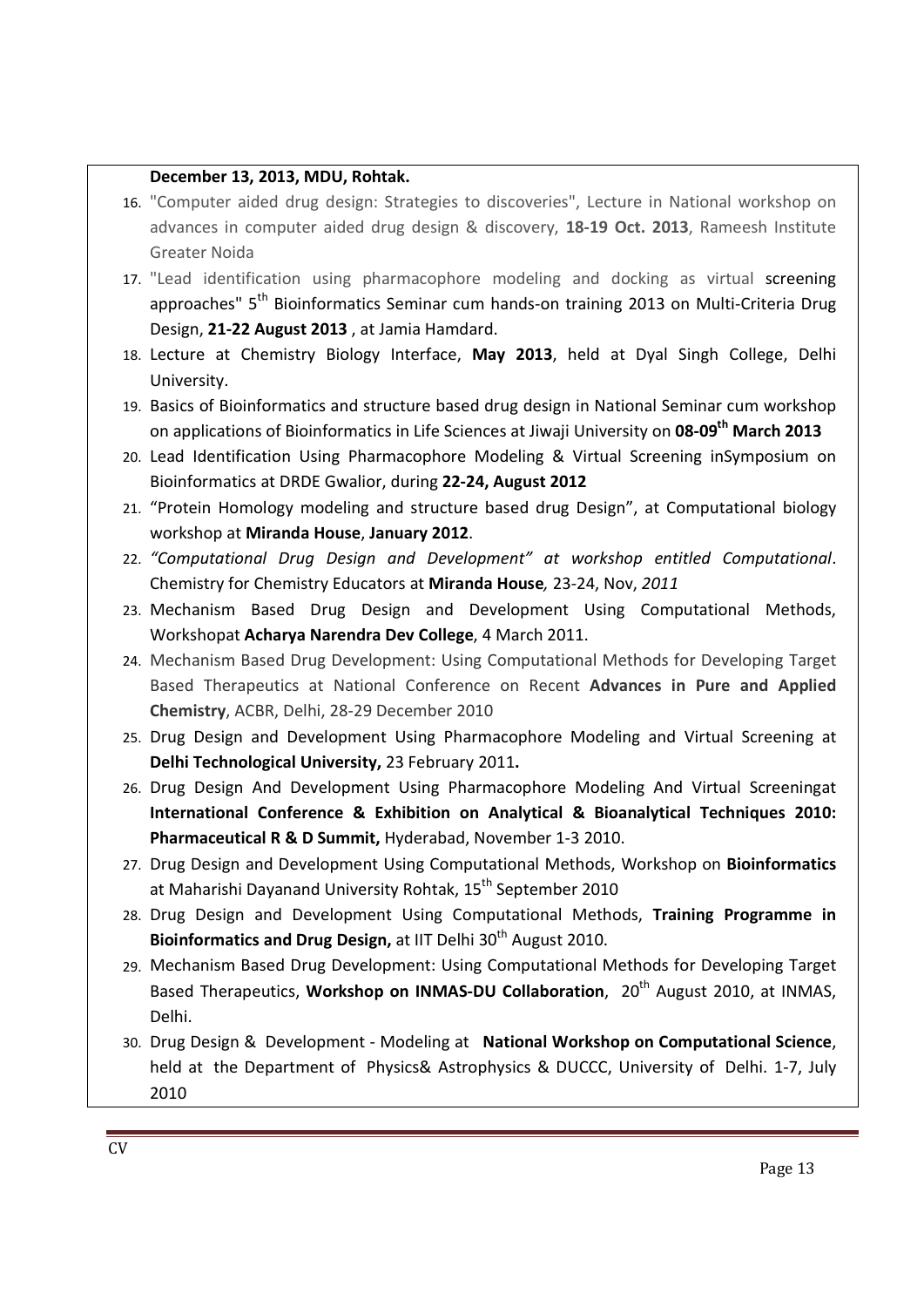**December 13, 2013, MDU, Rohtak.**

16. "Computer aided drug design: Strategies to discoveries", Lecture in National workshop on advances in computer aided drug design & discovery, **18-19 Oct. 2013**, Rameesh Institute Greater Noida
17. "Lead identification using pharmacophore modeling and docking as virtual screening approaches" 5th Bioinformatics Seminar cum hands-on training 2013 on Multi-Criteria Drug Design, **21-22 August 2013** , at Jamia Hamdard.
18. Lecture at Chemistry Biology Interface, **May 2013**, held at Dyal Singh College, Delhi University.
19. Basics of Bioinformatics and structure based drug design in National Seminar cum workshop on applications of Bioinformatics in Life Sciences at Jiwaji University on **08-09th March 2013**
20. Lead Identification Using Pharmacophore Modeling & Virtual Screening inSymposium on Bioinformatics at DRDE Gwalior, during **22-24, August 2012**
21. "Protein Homology modeling and structure based drug Design", at Computational biology workshop at **Miranda House**, **January 2012**.
22. *"Computational Drug Design and Development" at workshop entitled Computational*. Chemistry for Chemistry Educators at **Miranda House***,* 23-24, Nov, *2011*
23. Mechanism Based Drug Design and Development Using Computational Methods, Workshopat **Acharya Narendra Dev College**, 4 March 2011.
24. Mechanism Based Drug Development: Using Computational Methods for Developing Target Based Therapeutics at National Conference on Recent **Advances in Pure and Applied Chemistry**, ACBR, Delhi, 28-29 December 2010
25. Drug Design and Development Using Pharmacophore Modeling and Virtual Screening at **Delhi Technological University,** 23 February 2011**.**
26. Drug Design And Development Using Pharmacophore Modeling And Virtual Screeningat **International Conference & Exhibition on Analytical & Bioanalytical Techniques 2010: Pharmaceutical R & D Summit,** Hyderabad, November 1-3 2010.
27. Drug Design and Development Using Computational Methods, Workshop on **Bioinformatics** at Maharishi Dayanand University Rohtak, 15th September 2010
28. Drug Design and Development Using Computational Methods, **Training Programme in Bioinformatics and Drug Design,** at IIT Delhi 30th August 2010.
29. Mechanism Based Drug Development: Using Computational Methods for Developing Target Based Therapeutics, **Workshop on INMAS-DU Collaboration**, 20th August 2010, at INMAS, Delhi.
30. Drug Design & Development - Modeling at **National Workshop on Computational Science**, held at the Department of Physics& Astrophysics & DUCCC, University of Delhi. 1-7, July 2010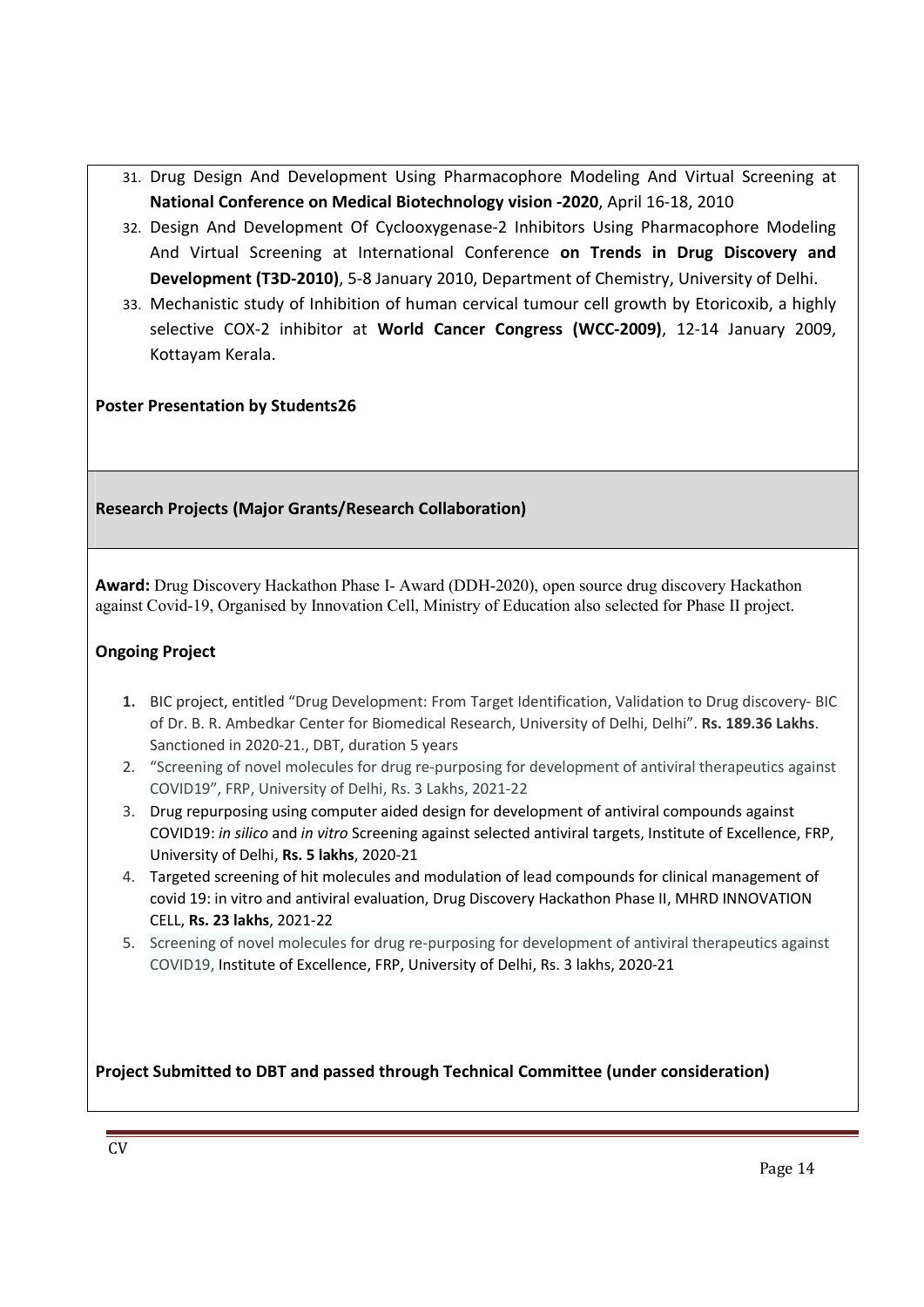31. Drug Design And Development Using Pharmacophore Modeling And Virtual Screening at **National Conference on Medical Biotechnology vision -2020**, April 16-18, 2010
32. Design And Development Of Cyclooxygenase-2 Inhibitors Using Pharmacophore Modeling And Virtual Screening at International Conference **on Trends in Drug Discovery and Development (T3D-2010)**, 5-8 January 2010, Department of Chemistry, University of Delhi.
33. Mechanistic study of Inhibition of human cervical tumour cell growth by Etoricoxib, a highly selective COX-2 inhibitor at **World Cancer Congress (WCC-2009)**, 12-14 January 2009, Kottayam Kerala.

**Poster Presentation by Students26**

## Research Projects (Major Grants/Research Collaboration)

**Award:** Drug Discovery Hackathon Phase I- Award (DDH-2020), open source drug discovery Hackathon against Covid-19, Organised by Innovation Cell, Ministry of Education also selected for Phase II project.

### Ongoing Project

1. BIC project, entitled "Drug Development: From Target Identification, Validation to Drug discovery- BIC of Dr. B. R. Ambedkar Center for Biomedical Research, University of Delhi, Delhi". **Rs. 189.36 Lakhs**. Sanctioned in 2020-21., DBT, duration 5 years
2. "Screening of novel molecules for drug re-purposing for development of antiviral therapeutics against COVID19", FRP, University of Delhi, Rs. 3 Lakhs, 2021-22
3. Drug repurposing using computer aided design for development of antiviral compounds against COVID19: *in silico* and *in vitro* Screening against selected antiviral targets, Institute of Excellence, FRP, University of Delhi, **Rs. 5 lakhs**, 2020-21
4. Targeted screening of hit molecules and modulation of lead compounds for clinical management of covid 19: in vitro and antiviral evaluation, Drug Discovery Hackathon Phase II, MHRD INNOVATION CELL, **Rs. 23 lakhs**, 2021-22
5. Screening of novel molecules for drug re-purposing for development of antiviral therapeutics against COVID19, Institute of Excellence, FRP, University of Delhi, Rs. 3 lakhs, 2020-21

**Project Submitted to DBT and passed through Technical Committee (under consideration)**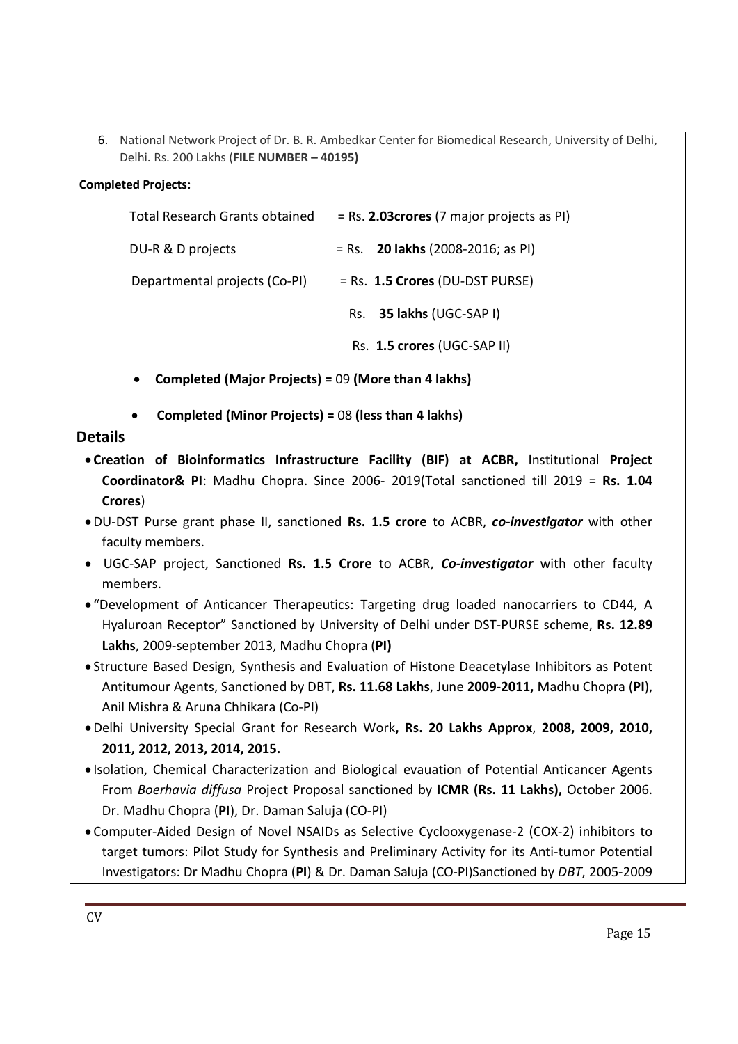6. National Network Project of Dr. B. R. Ambedkar Center for Biomedical Research, University of Delhi, Delhi. Rs. 200 Lakhs (**FILE NUMBER – 40195)**

**Completed Projects:**

| | |
|---|---|
| Total Research Grants obtained | = Rs. **2.03crores** (7 major projects as PI) |
| DU-R & D projects | = Rs. **20 lakhs** (2008-2016; as PI) |
| Departmental projects (Co-PI) | = Rs. **1.5 Crores** (DU-DST PURSE) |
| | Rs. **35 lakhs** (UGC-SAP I) |
| | Rs. **1.5 crores** (UGC-SAP II) |

- **Completed (Major Projects) =** 09 **(More than 4 lakhs)**
- **Completed (Minor Projects) =** 08 **(less than 4 lakhs)**

## Details

- **Creation of Bioinformatics Infrastructure Facility (BIF) at ACBR,** Institutional **Project Coordinator& PI**: Madhu Chopra. Since 2006- 2019(Total sanctioned till 2019 = **Rs. 1.04 Crores**)
- DU-DST Purse grant phase II, sanctioned **Rs. 1.5 crore** to ACBR, ***co-investigator*** with other faculty members.
- UGC-SAP project, Sanctioned **Rs. 1.5 Crore** to ACBR, ***Co-investigator*** with other faculty members.
- "Development of Anticancer Therapeutics: Targeting drug loaded nanocarriers to CD44, A Hyaluroan Receptor" Sanctioned by University of Delhi under DST-PURSE scheme, **Rs. 12.89 Lakhs**, 2009-september 2013, Madhu Chopra (**PI)**
- Structure Based Design, Synthesis and Evaluation of Histone Deacetylase Inhibitors as Potent Antitumour Agents, Sanctioned by DBT, **Rs. 11.68 Lakhs**, June **2009-2011,** Madhu Chopra (**PI**), Anil Mishra & Aruna Chhikara (Co-PI)
- Delhi University Special Grant for Research Work**, Rs. 20 Lakhs Approx**, **2008, 2009, 2010, 2011, 2012, 2013, 2014, 2015.**
- Isolation, Chemical Characterization and Biological evauation of Potential Anticancer Agents From *Boerhavia diffusa* Project Proposal sanctioned by **ICMR (Rs. 11 Lakhs),** October 2006. Dr. Madhu Chopra (**PI**), Dr. Daman Saluja (CO-PI)
- Computer-Aided Design of Novel NSAIDs as Selective Cyclooxygenase-2 (COX-2) inhibitors to target tumors: Pilot Study for Synthesis and Preliminary Activity for its Anti-tumor Potential Investigators: Dr Madhu Chopra (**PI**) & Dr. Daman Saluja (CO-PI)Sanctioned by *DBT*, 2005-2009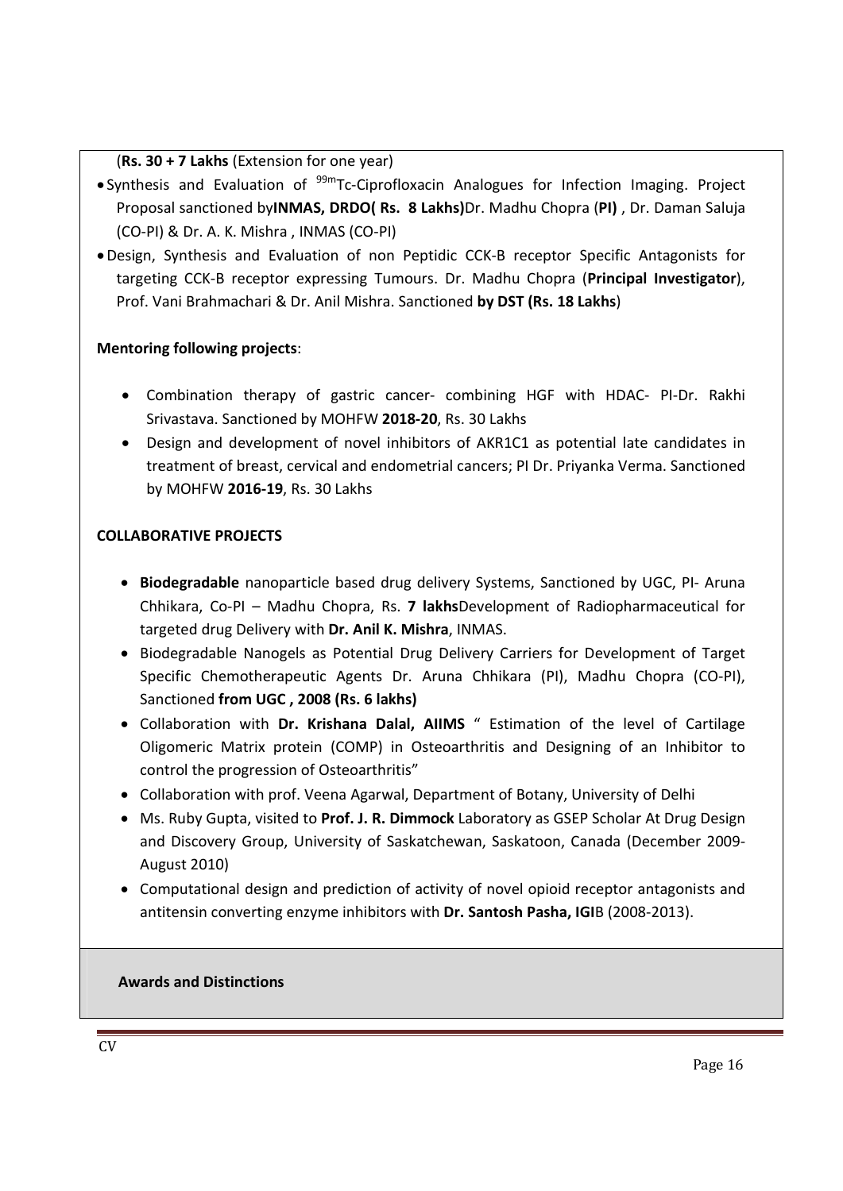(**Rs. 30 + 7 Lakhs** (Extension for one year)

- Synthesis and Evaluation of $^{99m}$Tc-Ciprofloxacin Analogues for Infection Imaging. Project Proposal sanctioned by**INMAS, DRDO( Rs. 8 Lakhs)**Dr. Madhu Chopra (**PI)** , Dr. Daman Saluja (CO-PI) & Dr. A. K. Mishra , INMAS (CO-PI)
- Design, Synthesis and Evaluation of non Peptidic CCK-B receptor Specific Antagonists for targeting CCK-B receptor expressing Tumours. Dr. Madhu Chopra (**Principal Investigator**), Prof. Vani Brahmachari & Dr. Anil Mishra. Sanctioned **by DST (Rs. 18 Lakhs**)

**Mentoring following projects**:

- Combination therapy of gastric cancer- combining HGF with HDAC- PI-Dr. Rakhi Srivastava. Sanctioned by MOHFW **2018-20**, Rs. 30 Lakhs
- Design and development of novel inhibitors of AKR1C1 as potential late candidates in treatment of breast, cervical and endometrial cancers; PI Dr. Priyanka Verma. Sanctioned by MOHFW **2016-19**, Rs. 30 Lakhs

**COLLABORATIVE PROJECTS**

- **Biodegradable** nanoparticle based drug delivery Systems, Sanctioned by UGC, PI- Aruna Chhikara, Co-PI – Madhu Chopra, Rs. **7 lakhs**Development of Radiopharmaceutical for targeted drug Delivery with **Dr. Anil K. Mishra**, INMAS.
- Biodegradable Nanogels as Potential Drug Delivery Carriers for Development of Target Specific Chemotherapeutic Agents Dr. Aruna Chhikara (PI), Madhu Chopra (CO-PI), Sanctioned **from UGC , 2008 (Rs. 6 lakhs)**
- Collaboration with **Dr. Krishana Dalal, AIIMS** " Estimation of the level of Cartilage Oligomeric Matrix protein (COMP) in Osteoarthritis and Designing of an Inhibitor to control the progression of Osteoarthritis"
- Collaboration with prof. Veena Agarwal, Department of Botany, University of Delhi
- Ms. Ruby Gupta, visited to **Prof. J. R. Dimmock** Laboratory as GSEP Scholar At Drug Design and Discovery Group, University of Saskatchewan, Saskatoon, Canada (December 2009-August 2010)
- Computational design and prediction of activity of novel opioid receptor antagonists and antitensin converting enzyme inhibitors with **Dr. Santosh Pasha, IGI**B (2008-2013).

**Awards and Distinctions**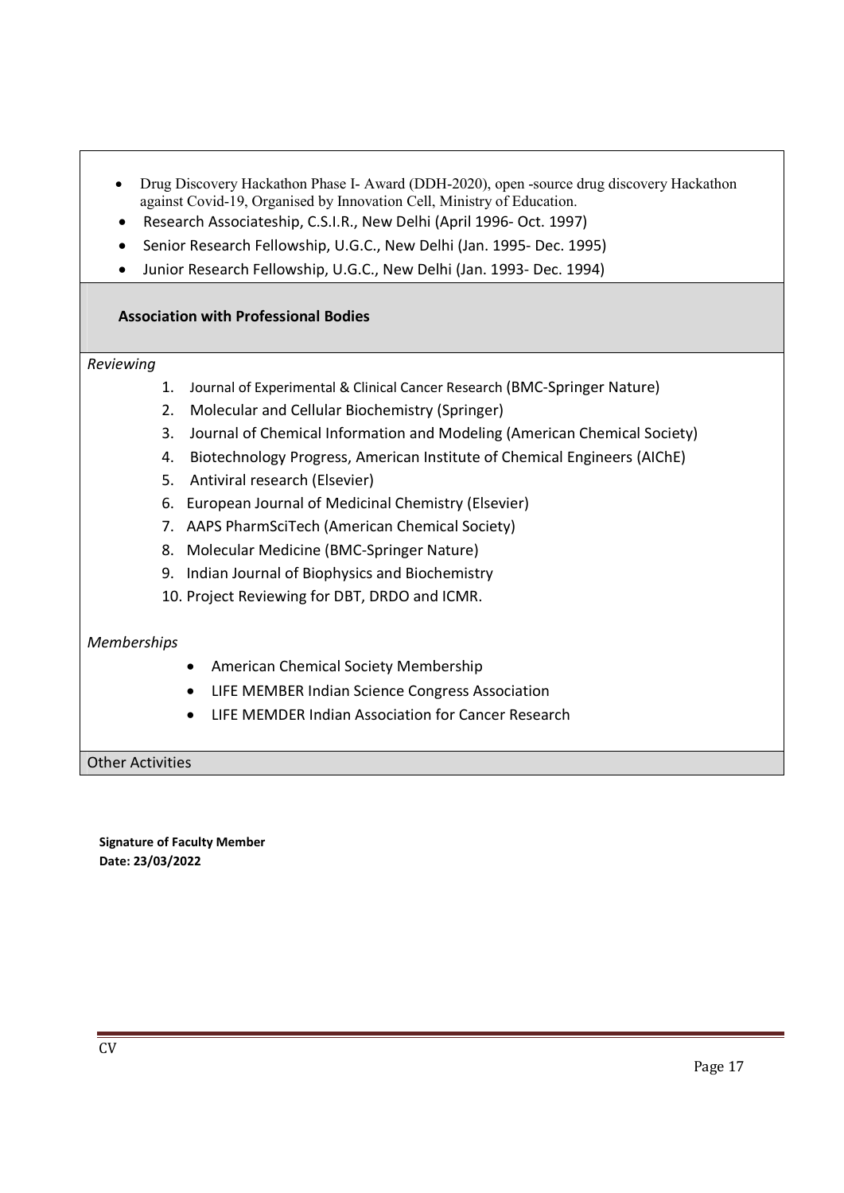- Drug Discovery Hackathon Phase I- Award (DDH-2020), open -source drug discovery Hackathon against Covid-19, Organised by Innovation Cell, Ministry of Education.
- Research Associateship, C.S.I.R., New Delhi (April 1996- Oct. 1997)
- Senior Research Fellowship, U.G.C., New Delhi (Jan. 1995- Dec. 1995)
- Junior Research Fellowship, U.G.C., New Delhi (Jan. 1993- Dec. 1994)

## Association with Professional Bodies

*Reviewing*

1. Journal of Experimental & Clinical Cancer Research (BMC-Springer Nature)
2. Molecular and Cellular Biochemistry (Springer)
3. Journal of Chemical Information and Modeling (American Chemical Society)
4. Biotechnology Progress, American Institute of Chemical Engineers (AIChE)
5. Antiviral research (Elsevier)
6. European Journal of Medicinal Chemistry (Elsevier)
7. AAPS PharmSciTech (American Chemical Society)
8. Molecular Medicine (BMC-Springer Nature)
9. Indian Journal of Biophysics and Biochemistry
10. Project Reviewing for DBT, DRDO and ICMR.

*Memberships*

- American Chemical Society Membership
- LIFE MEMBER Indian Science Congress Association
- LIFE MEMDER Indian Association for Cancer Research

## Other Activities

**Signature of Faculty Member**
**Date: 23/03/2022**